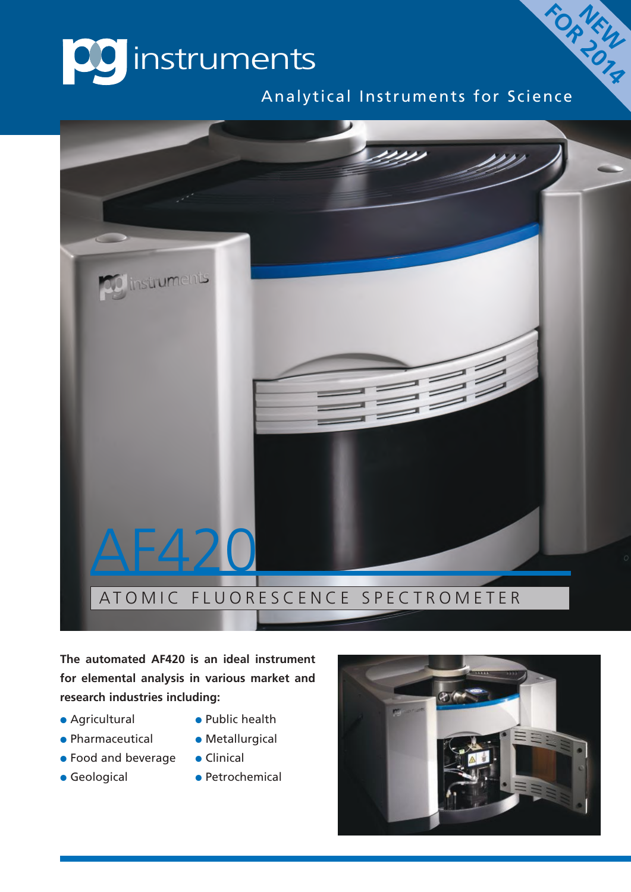pg instruments

Analytical Instruments for Science

NEW FOR 2014

# AF420

## ATOMIC FLUORESCENCE SPECTROMETER

**The automated AF420 is an ideal instrument for elemental analysis in various market and research industries including:**

- Agricultural
- Pharmaceutical
- Food and beverage
- Geological
- Public health
- Metallurgical
- Clinical
- Petrochemical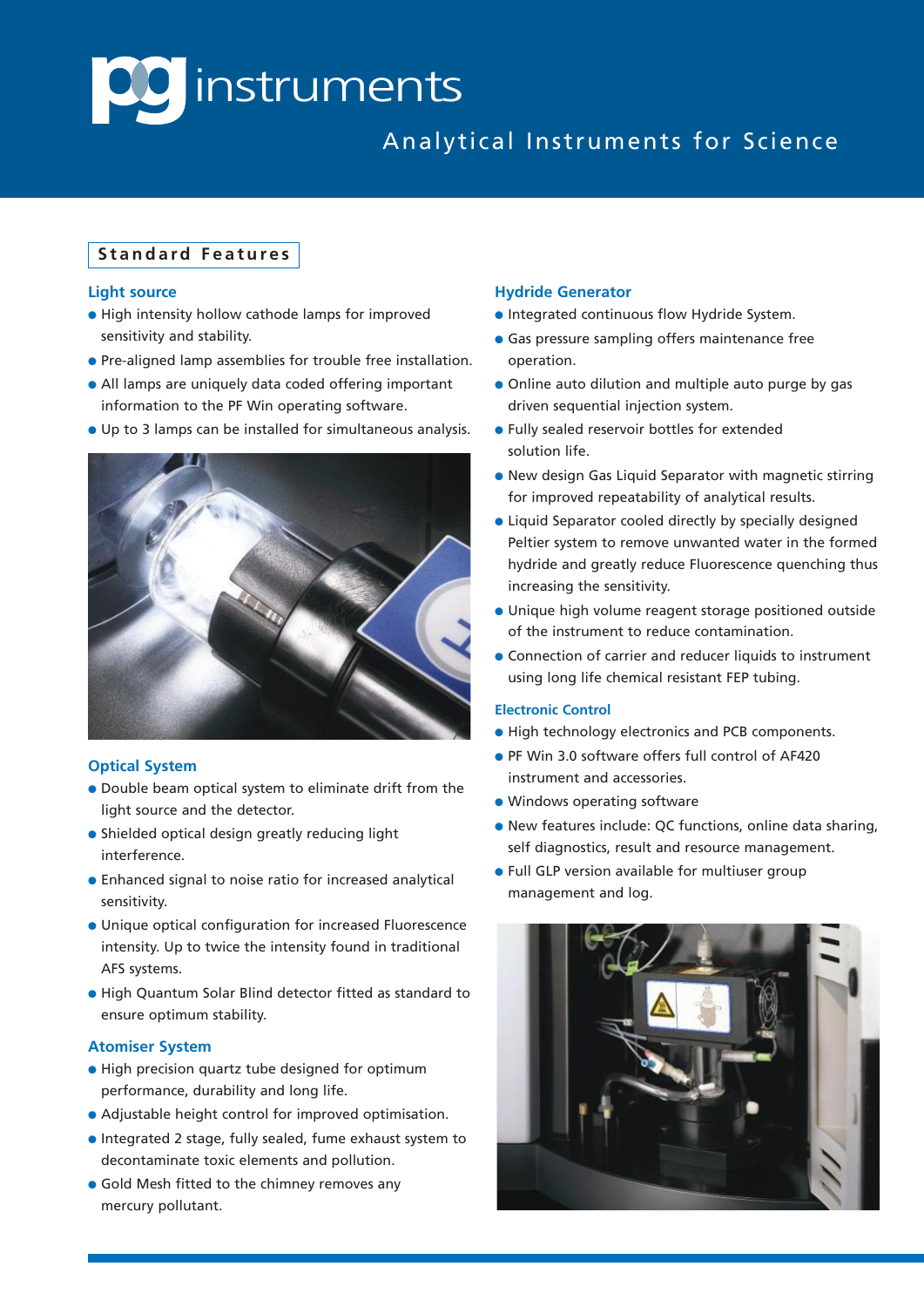# pg instruments

Analytical Instruments for Science

## Standard Features

### Light source

- High intensity hollow cathode lamps for improved sensitivity and stability.
- Pre-aligned lamp assemblies for trouble free installation.
- All lamps are uniquely data coded offering important information to the PF Win operating software.
- Up to 3 lamps can be installed for simultaneous analysis.

### Optical System

- Double beam optical system to eliminate drift from the light source and the detector.
- Shielded optical design greatly reducing light interference.
- Enhanced signal to noise ratio for increased analytical sensitivity.
- Unique optical configuration for increased Fluorescence intensity. Up to twice the intensity found in traditional AFS systems.
- High Quantum Solar Blind detector fitted as standard to ensure optimum stability.

### Atomiser System

- High precision quartz tube designed for optimum performance, durability and long life.
- Adjustable height control for improved optimisation.
- Integrated 2 stage, fully sealed, fume exhaust system to decontaminate toxic elements and pollution.
- Gold Mesh fitted to the chimney removes any mercury pollutant.

### Hydride Generator

- Integrated continuous flow Hydride System.
- Gas pressure sampling offers maintenance free operation.
- Online auto dilution and multiple auto purge by gas driven sequential injection system.
- Fully sealed reservoir bottles for extended solution life.
- New design Gas Liquid Separator with magnetic stirring for improved repeatability of analytical results.
- Liquid Separator cooled directly by specially designed Peltier system to remove unwanted water in the formed hydride and greatly reduce Fluorescence quenching thus increasing the sensitivity.
- Unique high volume reagent storage positioned outside of the instrument to reduce contamination.
- Connection of carrier and reducer liquids to instrument using long life chemical resistant FEP tubing.

### Electronic Control

- High technology electronics and PCB components.
- PF Win 3.0 software offers full control of AF420 instrument and accessories.
- Windows operating software
- New features include: QC functions, online data sharing, self diagnostics, result and resource management.
- Full GLP version available for multiuser group management and log.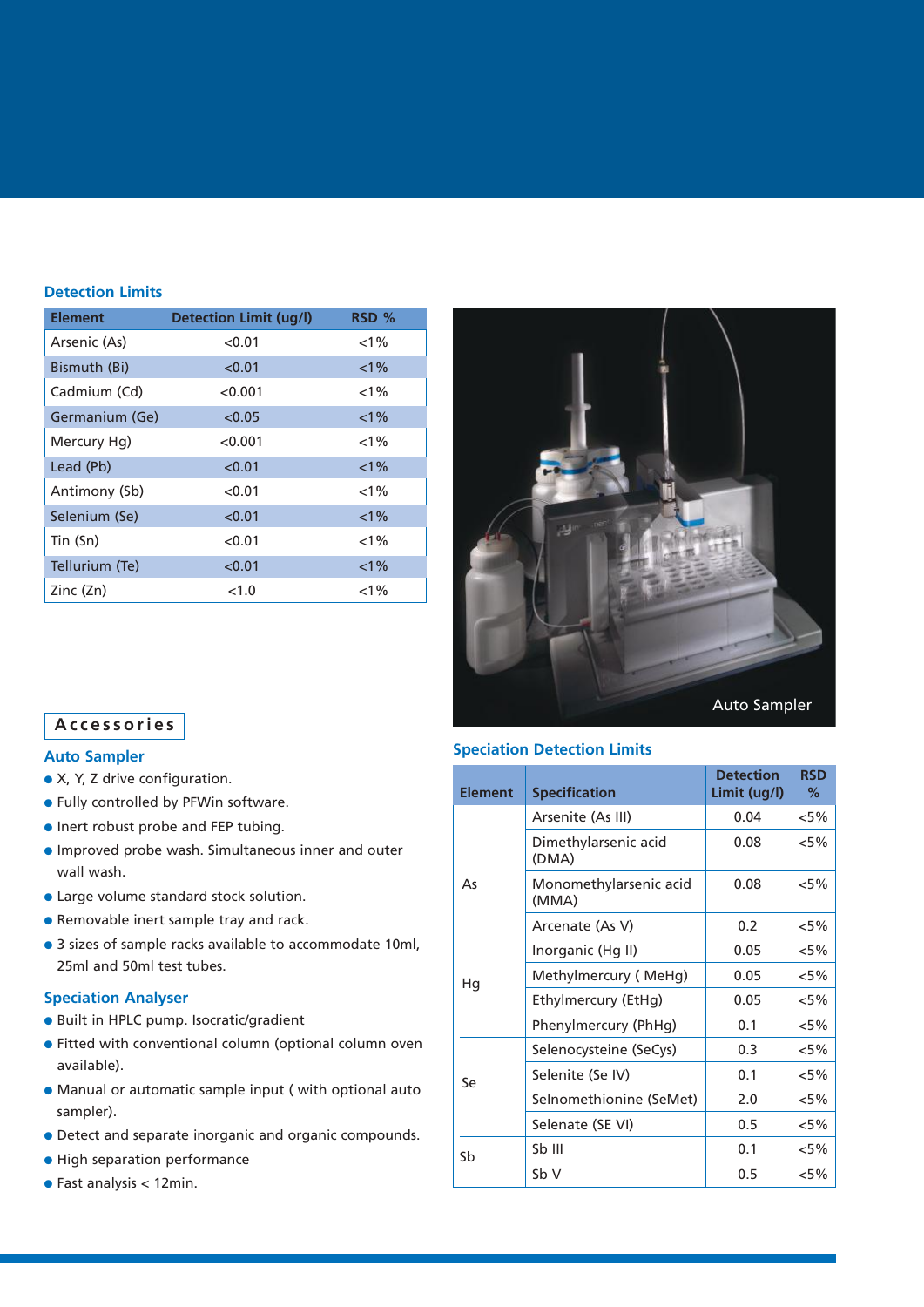## Detection Limits

| Element | Detection Limit (ug/l) | RSD % |
|---|---|---|
| Arsenic (As) | <0.01 | <1% |
| Bismuth (Bi) | <0.01 | <1% |
| Cadmium (Cd) | <0.001 | <1% |
| Germanium (Ge) | <0.05 | <1% |
| Mercury Hg) | <0.001 | <1% |
| Lead (Pb) | <0.01 | <1% |
| Antimony (Sb) | <0.01 | <1% |
| Selenium (Se) | <0.01 | <1% |
| Tin (Sn) | <0.01 | <1% |
| Tellurium (Te) | <0.01 | <1% |
| Zinc (Zn) | <1.0 | <1% |

Auto Sampler

## Accessories

### Auto Sampler

- X, Y, Z drive configuration.
- Fully controlled by PFWin software.
- Inert robust probe and FEP tubing.
- Improved probe wash. Simultaneous inner and outer wall wash.
- Large volume standard stock solution.
- Removable inert sample tray and rack.
- 3 sizes of sample racks available to accommodate 10ml, 25ml and 50ml test tubes.

### Speciation Analyser

- Built in HPLC pump. Isocratic/gradient
- Fitted with conventional column (optional column oven available).
- Manual or automatic sample input ( with optional auto sampler).
- Detect and separate inorganic and organic compounds.
- High separation performance
- Fast analysis < 12min.

## Speciation Detection Limits

| Element | Specification | Detection Limit (ug/l) | RSD % |
|---|---|---|---|
| As | Arsenite (As III) | 0.04 | <5% |
| | Dimethylarsenic acid (DMA) | 0.08 | <5% |
| | Monomethylarsenic acid (MMA) | 0.08 | <5% |
| | Arcenate (As V) | 0.2 | <5% |
| Hg | Inorganic (Hg II) | 0.05 | <5% |
| | Methylmercury ( MeHg) | 0.05 | <5% |
| | Ethylmercury (EtHg) | 0.05 | <5% |
| | Phenylmercury (PhHg) | 0.1 | <5% |
| Se | Selenocysteine (SeCys) | 0.3 | <5% |
| | Selenite (Se IV) | 0.1 | <5% |
| | Selnomethionine (SeMet) | 2.0 | <5% |
| | Selenate (SE VI) | 0.5 | <5% |
| Sb | Sb III | 0.1 | <5% |
| | Sb V | 0.5 | <5% |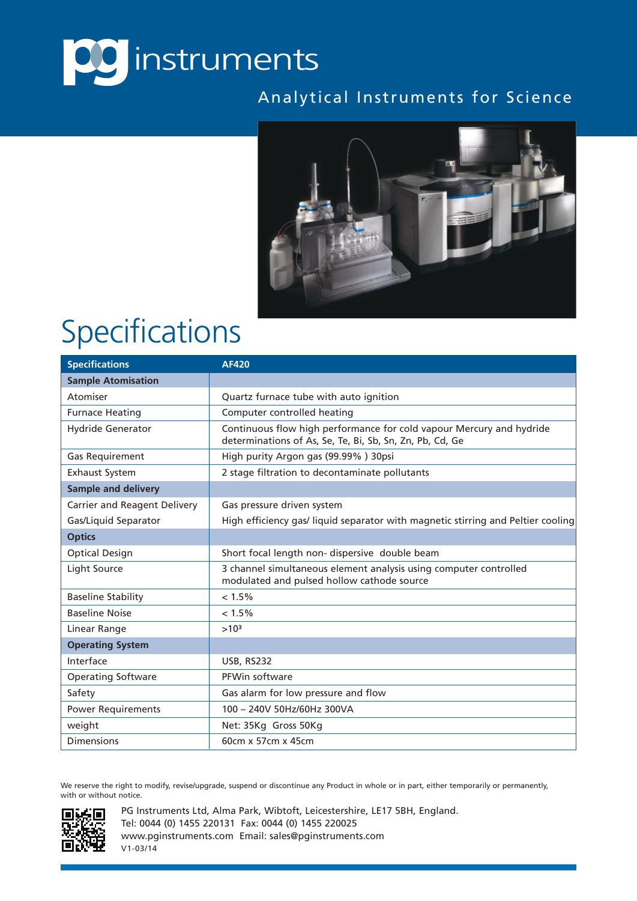# pg instruments

Analytical Instruments for Science

# Specifications

| Specifications | AF420 |
|---|---|
| **Sample Atomisation** | |
| Atomiser | Quartz furnace tube with auto ignition |
| Furnace Heating | Computer controlled heating |
| Hydride Generator | Continuous flow high performance for cold vapour Mercury and hydride determinations of As, Se, Te, Bi, Sb, Sn, Zn, Pb, Cd, Ge |
| Gas Requirement | High purity Argon gas (99.99% ) 30psi |
| Exhaust System | 2 stage filtration to decontaminate pollutants |
| **Sample and delivery** | |
| Carrier and Reagent Delivery | Gas pressure driven system |
| Gas/Liquid Separator | High efficiency gas/ liquid separator with magnetic stirring and Peltier cooling |
| **Optics** | |
| Optical Design | Short focal length non- dispersive double beam |
| Light Source | 3 channel simultaneous element analysis using computer controlled modulated and pulsed hollow cathode source |
| Baseline Stability | < 1.5% |
| Baseline Noise | < 1.5% |
| Linear Range | $>10^3$ |
| **Operating System** | |
| Interface | USB, RS232 |
| Operating Software | PFWin software |
| Safety | Gas alarm for low pressure and flow |
| Power Requirements | 100 – 240V 50Hz/60Hz 300VA |
| weight | Net: 35Kg Gross 50Kg |
| Dimensions | 60cm x 57cm x 45cm |

We reserve the right to modify, revise/upgrade, suspend or discontinue any Product in whole or in part, either temporarily or permanently, with or without notice.

PG Instruments Ltd, Alma Park, Wibtoft, Leicestershire, LE17 5BH, England.
Tel: 0044 (0) 1455 220131 Fax: 0044 (0) 1455 220025
www.pginstruments.com Email: sales@pginstruments.com
V1-03/14